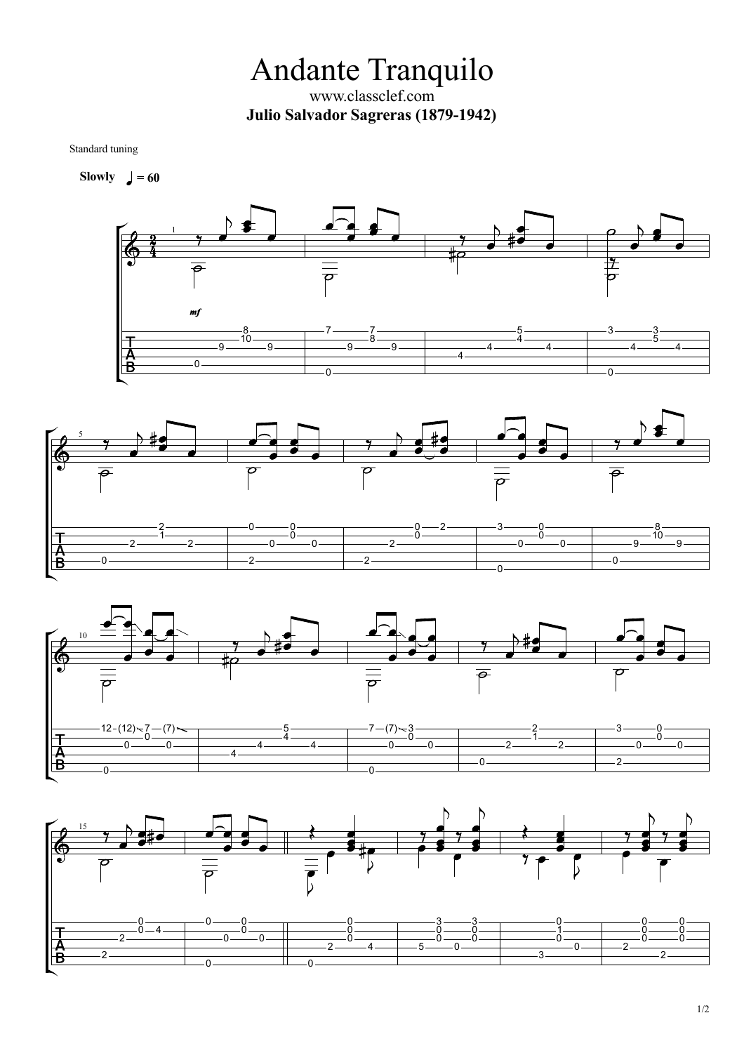# Andante Tranquilo

www.classclef.com

**Julio Salvador Sagreras (1879-1942)**

Standard tuning

**Slowly** ♩ = 60